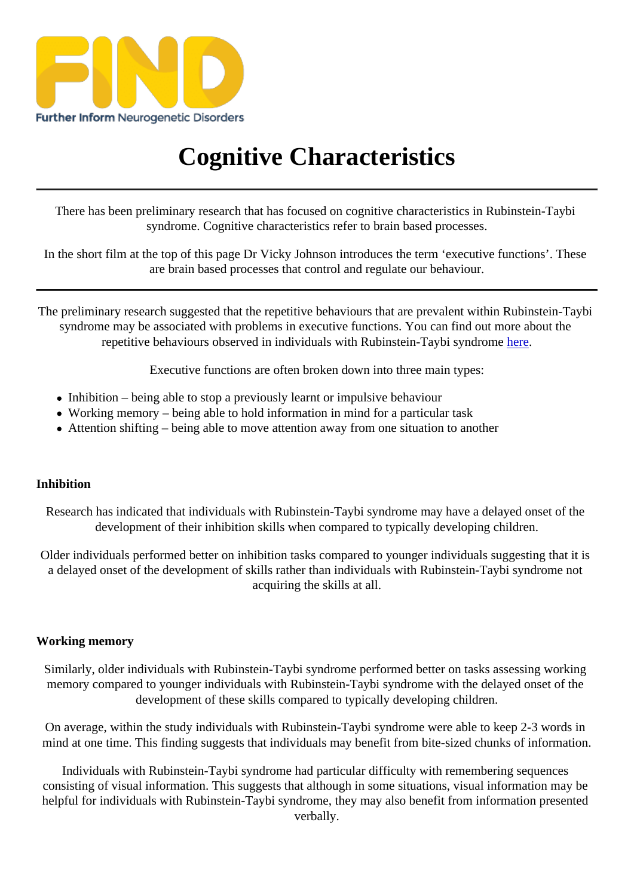FIND

Further Inform Neurogenetic Disorders

# Cognitive Characteristics

There has been preliminary research that has focused on cognitive characteristics in Rubinstein-Taybi syndrome. Cognitive characteristics refer to brain based processes.

In the short film at the top of this page Dr Vicky Johnson introduces the term 'executive functions'. These are brain based processes that control and regulate our behaviour.

---

The preliminary research suggested that the repetitive behaviours that are prevalent within Rubinstein-Taybi syndrome may be associated with problems in executive functions. You can find out more about the repetitive behaviours observed in individuals with Rubinstein-Taybi syndrome here.

Executive functions are often broken down into three main types:

- Inhibition – being able to stop a previously learnt or impulsive behaviour
- Working memory – being able to hold information in mind for a particular task
- Attention shifting – being able to move attention away from one situation to another

**Inhibition**

Research has indicated that individuals with Rubinstein-Taybi syndrome may have a delayed onset of the development of their inhibition skills when compared to typically developing children.

Older individuals performed better on inhibition tasks compared to younger individuals suggesting that it is a delayed onset of the development of skills rather than individuals with Rubinstein-Taybi syndrome not acquiring the skills at all.

**Working memory**

Similarly, older individuals with Rubinstein-Taybi syndrome performed better on tasks assessing working memory compared to younger individuals with Rubinstein-Taybi syndrome with the delayed onset of the development of these skills compared to typically developing children.

On average, within the study individuals with Rubinstein-Taybi syndrome were able to keep 2-3 words in mind at one time. This finding suggests that individuals may benefit from bite-sized chunks of information.

Individuals with Rubinstein-Taybi syndrome had particular difficulty with remembering sequences consisting of visual information. This suggests that although in some situations, visual information may be helpful for individuals with Rubinstein-Taybi syndrome, they may also benefit from information presented verbally.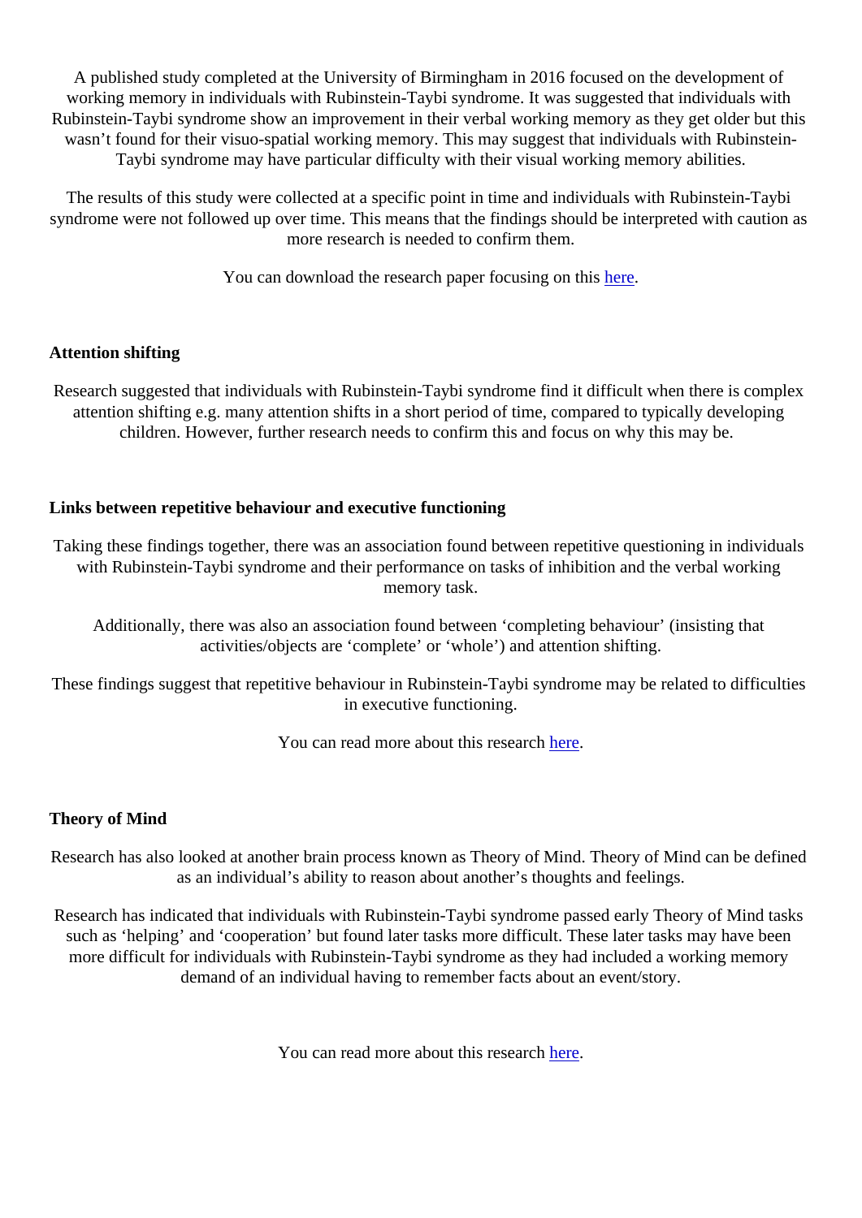A published study completed at the University of Birmingham in 2016 focused on the development of working memory in individuals with Rubinstein-Taybi syndrome. It was suggested that individuals with Rubinstein-Taybi syndrome show an improvement in their verbal working memory as they get older but this wasn't found for their visuo-spatial working memory. This may suggest that individuals with Rubinstein-Taybi syndrome may have particular difficulty with their visual working memory abilities.

The results of this study were collected at a specific point in time and individuals with Rubinstein-Taybi syndrome were not followed up over time. This means that the findings should be interpreted with caution as more research is needed to confirm them.

You can download the research paper focusing on this here.

**Attention shifting**

Research suggested that individuals with Rubinstein-Taybi syndrome find it difficult when there is complex attention shifting e.g. many attention shifts in a short period of time, compared to typically developing children. However, further research needs to confirm this and focus on why this may be.

**Links between repetitive behaviour and executive functioning**

Taking these findings together, there was an association found between repetitive questioning in individuals with Rubinstein-Taybi syndrome and their performance on tasks of inhibition and the verbal working memory task.

Additionally, there was also an association found between 'completing behaviour' (insisting that activities/objects are 'complete' or 'whole') and attention shifting.

These findings suggest that repetitive behaviour in Rubinstein-Taybi syndrome may be related to difficulties in executive functioning.

You can read more about this research here.

**Theory of Mind**

Research has also looked at another brain process known as Theory of Mind. Theory of Mind can be defined as an individual's ability to reason about another's thoughts and feelings.

Research has indicated that individuals with Rubinstein-Taybi syndrome passed early Theory of Mind tasks such as 'helping' and 'cooperation' but found later tasks more difficult. These later tasks may have been more difficult for individuals with Rubinstein-Taybi syndrome as they had included a working memory demand of an individual having to remember facts about an event/story.

You can read more about this research here.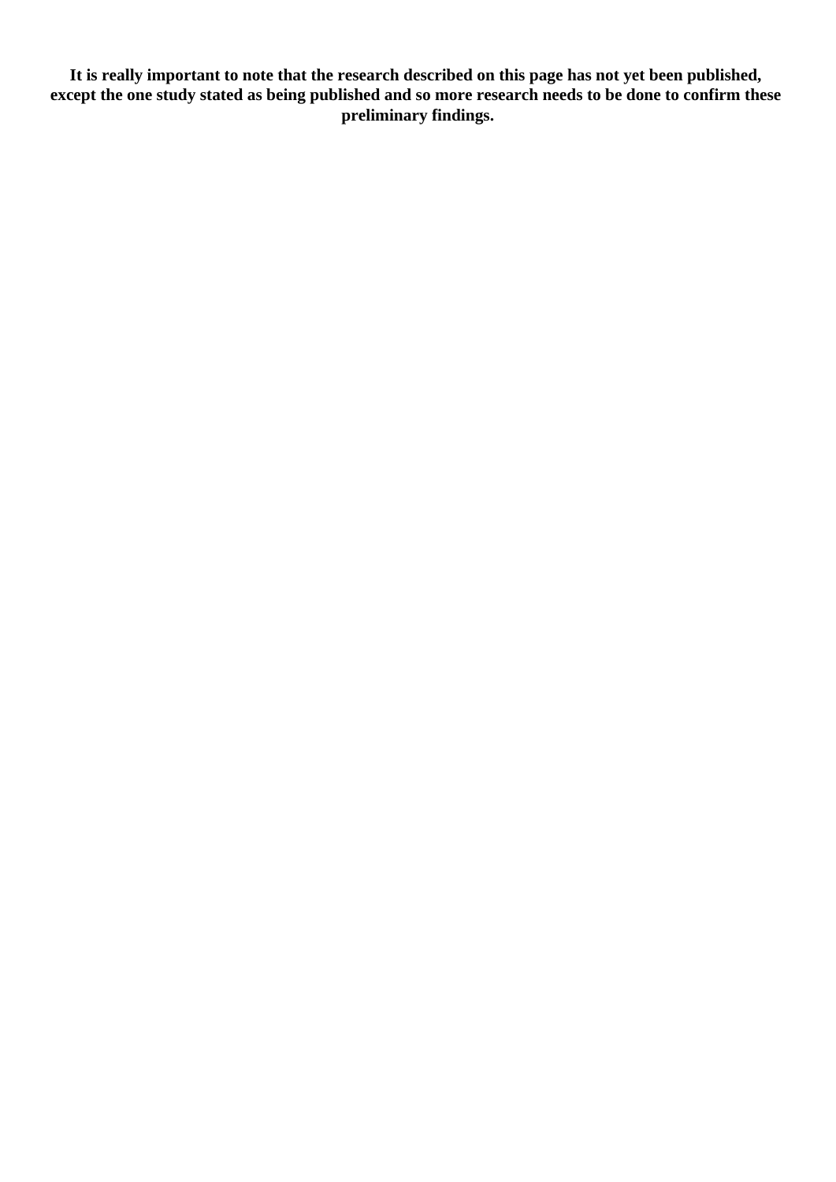**It is really important to note that the research described on this page has not yet been published, except the one study stated as being published and so more research needs to be done to confirm these preliminary findings.**